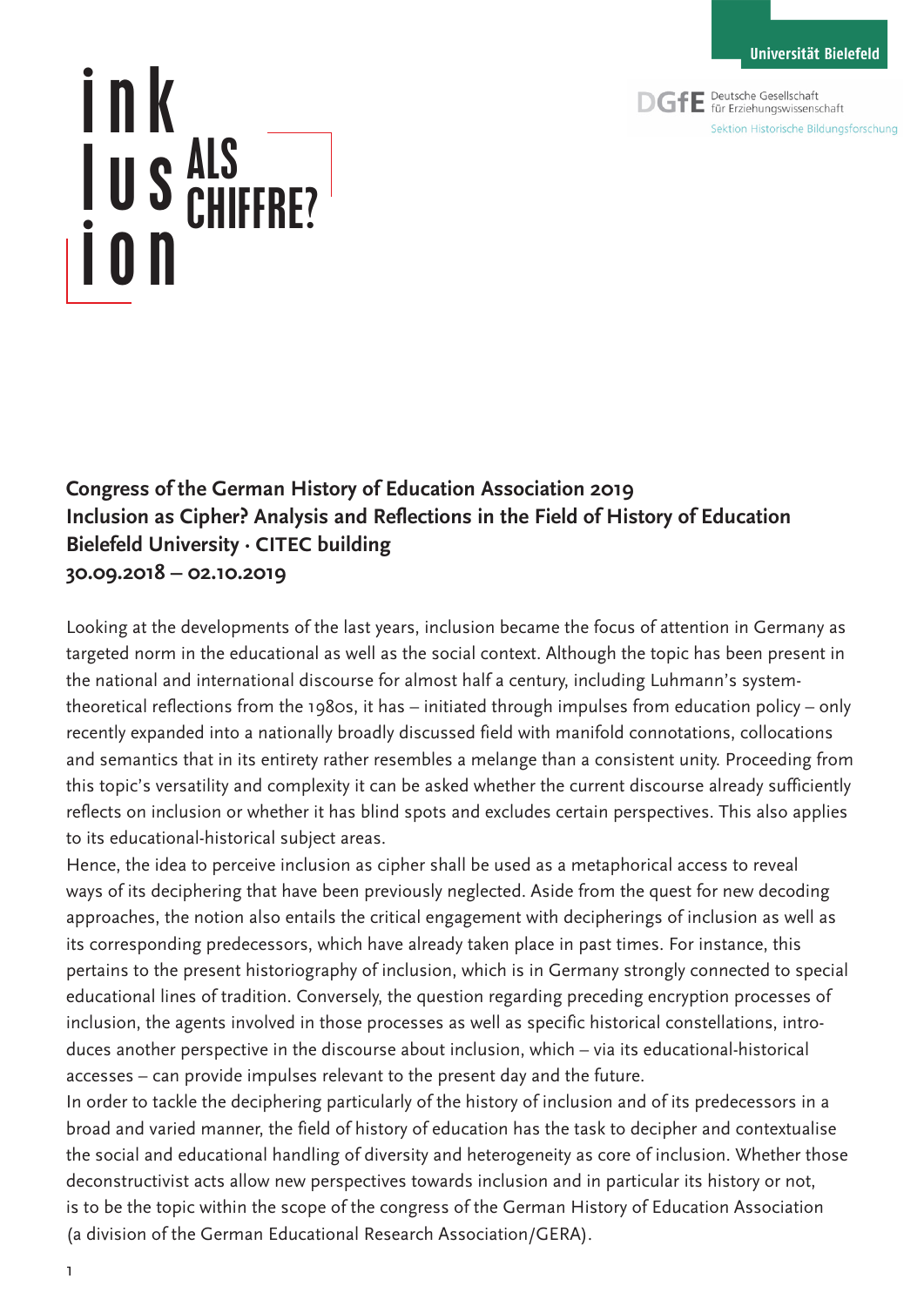Universität Bielefeld

DGfE Deutsche Gesellschaft für Erziehungswissenschaft
Sektion Historische Bildungsforschung

# inklusion ALS CHIFFRE?

**Congress of the German History of Education Association 2019**
**Inclusion as Cipher? Analysis and Reflections in the Field of History of Education**
**Bielefeld University · CITEC building**
**30.09.2018 – 02.10.2019**

Looking at the developments of the last years, inclusion became the focus of attention in Germany as targeted norm in the educational as well as the social context. Although the topic has been present in the national and international discourse for almost half a century, including Luhmann's system-theoretical reflections from the 1980s, it has – initiated through impulses from education policy – only recently expanded into a nationally broadly discussed field with manifold connotations, collocations and semantics that in its entirety rather resembles a melange than a consistent unity. Proceeding from this topic's versatility and complexity it can be asked whether the current discourse already sufficiently reflects on inclusion or whether it has blind spots and excludes certain perspectives. This also applies to its educational-historical subject areas.

Hence, the idea to perceive inclusion as cipher shall be used as a metaphorical access to reveal ways of its deciphering that have been previously neglected. Aside from the quest for new decoding approaches, the notion also entails the critical engagement with decipherings of inclusion as well as its corresponding predecessors, which have already taken place in past times. For instance, this pertains to the present historiography of inclusion, which is in Germany strongly connected to special educational lines of tradition. Conversely, the question regarding preceding encryption processes of inclusion, the agents involved in those processes as well as specific historical constellations, introduces another perspective in the discourse about inclusion, which – via its educational-historical accesses – can provide impulses relevant to the present day and the future.

In order to tackle the deciphering particularly of the history of inclusion and of its predecessors in a broad and varied manner, the field of history of education has the task to decipher and contextualise the social and educational handling of diversity and heterogeneity as core of inclusion. Whether those deconstructivist acts allow new perspectives towards inclusion and in particular its history or not, is to be the topic within the scope of the congress of the German History of Education Association (a division of the German Educational Research Association/GERA).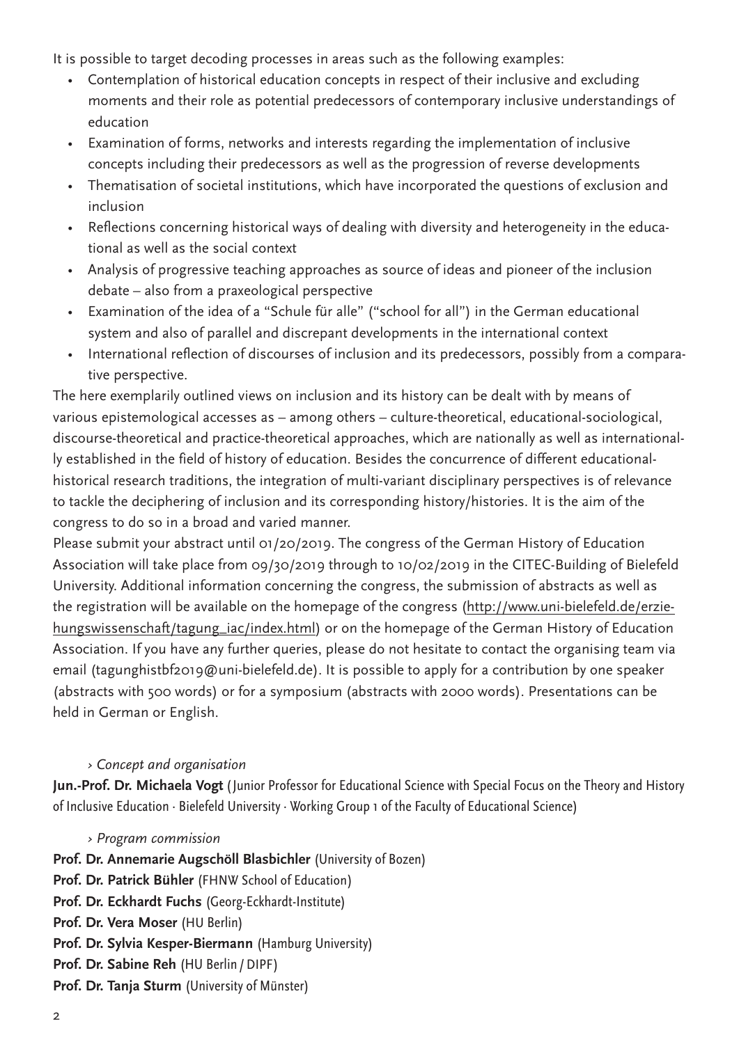It is possible to target decoding processes in areas such as the following examples:

- Contemplation of historical education concepts in respect of their inclusive and excluding moments and their role as potential predecessors of contemporary inclusive understandings of education
- Examination of forms, networks and interests regarding the implementation of inclusive concepts including their predecessors as well as the progression of reverse developments
- Thematisation of societal institutions, which have incorporated the questions of exclusion and inclusion
- Reflections concerning historical ways of dealing with diversity and heterogeneity in the educational as well as the social context
- Analysis of progressive teaching approaches as source of ideas and pioneer of the inclusion debate – also from a praxeological perspective
- Examination of the idea of a "Schule für alle" ("school for all") in the German educational system and also of parallel and discrepant developments in the international context
- International reflection of discourses of inclusion and its predecessors, possibly from a comparative perspective.

The here exemplarily outlined views on inclusion and its history can be dealt with by means of various epistemological accesses as – among others – culture-theoretical, educational-sociological, discourse-theoretical and practice-theoretical approaches, which are nationally as well as internationally established in the field of history of education. Besides the concurrence of different educational-historical research traditions, the integration of multi-variant disciplinary perspectives is of relevance to tackle the deciphering of inclusion and its corresponding history/histories. It is the aim of the congress to do so in a broad and varied manner.

Please submit your abstract until 01/20/2019. The congress of the German History of Education Association will take place from 09/30/2019 through to 10/02/2019 in the CITEC-Building of Bielefeld University. Additional information concerning the congress, the submission of abstracts as well as the registration will be available on the homepage of the congress (http://www.uni-bielefeld.de/erziehungswissenschaft/tagung_iac/index.html) or on the homepage of the German History of Education Association. If you have any further queries, please do not hesitate to contact the organising team via email (tagunghistbf2019@uni-bielefeld.de). It is possible to apply for a contribution by one speaker (abstracts with 500 words) or for a symposium (abstracts with 2000 words). Presentations can be held in German or English.

*› Concept and organisation*

**Jun.-Prof. Dr. Michaela Vogt** (Junior Professor for Educational Science with Special Focus on the Theory and History of Inclusive Education · Bielefeld University · Working Group 1 of the Faculty of Educational Science)

*› Program commission*

**Prof. Dr. Annemarie Augschöll Blasbichler** (University of Bozen)
**Prof. Dr. Patrick Bühler** (FHNW School of Education)
**Prof. Dr. Eckhardt Fuchs** (Georg-Eckhardt-Institute)
**Prof. Dr. Vera Moser** (HU Berlin)
**Prof. Dr. Sylvia Kesper-Biermann** (Hamburg University)
**Prof. Dr. Sabine Reh** (HU Berlin / DIPF)
**Prof. Dr. Tanja Sturm** (University of Münster)